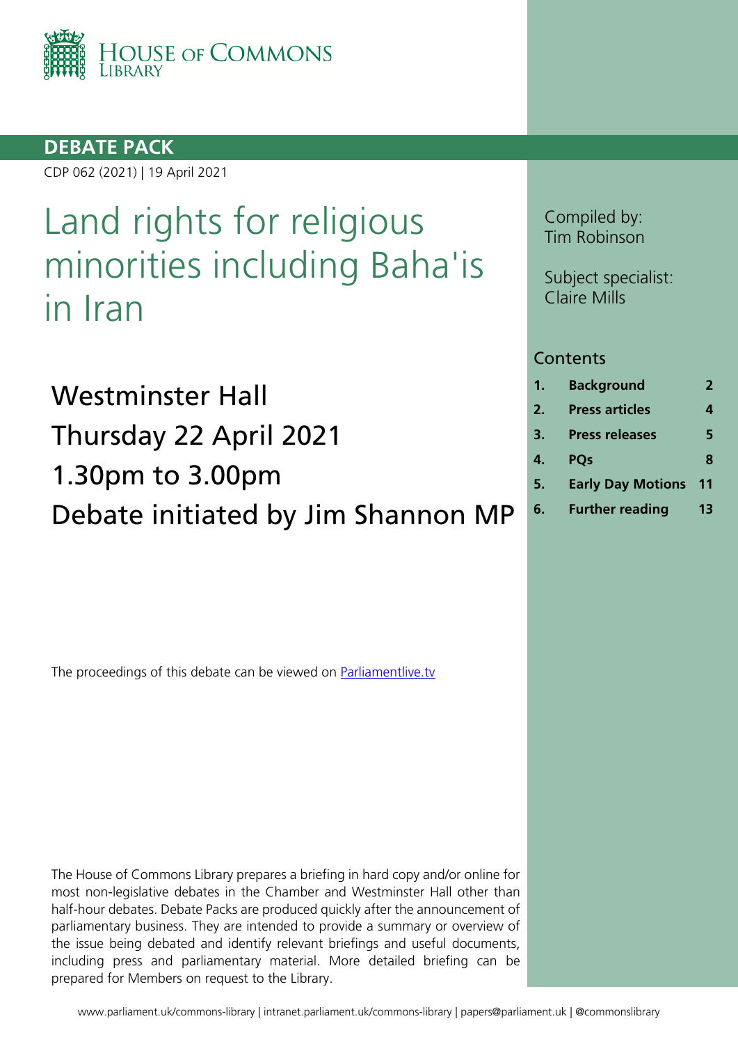HOUSE OF COMMONS
LIBRARY

**DEBATE PACK**

CDP 062 (2021) | 19 April 2021

# Land rights for religious minorities including Baha'is in Iran

## Westminster Hall
## Thursday 22 April 2021
## 1.30pm to 3.00pm
## Debate initiated by Jim Shannon MP

Compiled by:
Tim Robinson

Subject specialist:
Claire Mills

### Contents

| | | |
|---|---|---|
| **1.** | **Background** | **2** |
| **2.** | **Press articles** | **4** |
| **3.** | **Press releases** | **5** |
| **4.** | **PQs** | **8** |
| **5.** | **Early Day Motions** | **11** |
| **6.** | **Further reading** | **13** |

The proceedings of this debate can be viewed on Parliamentlive.tv

The House of Commons Library prepares a briefing in hard copy and/or online for most non-legislative debates in the Chamber and Westminster Hall other than half-hour debates. Debate Packs are produced quickly after the announcement of parliamentary business. They are intended to provide a summary or overview of the issue being debated and identify relevant briefings and useful documents, including press and parliamentary material. More detailed briefing can be prepared for Members on request to the Library.

www.parliament.uk/commons-library | intranet.parliament.uk/commons-library | papers@parliament.uk | @commonslibrary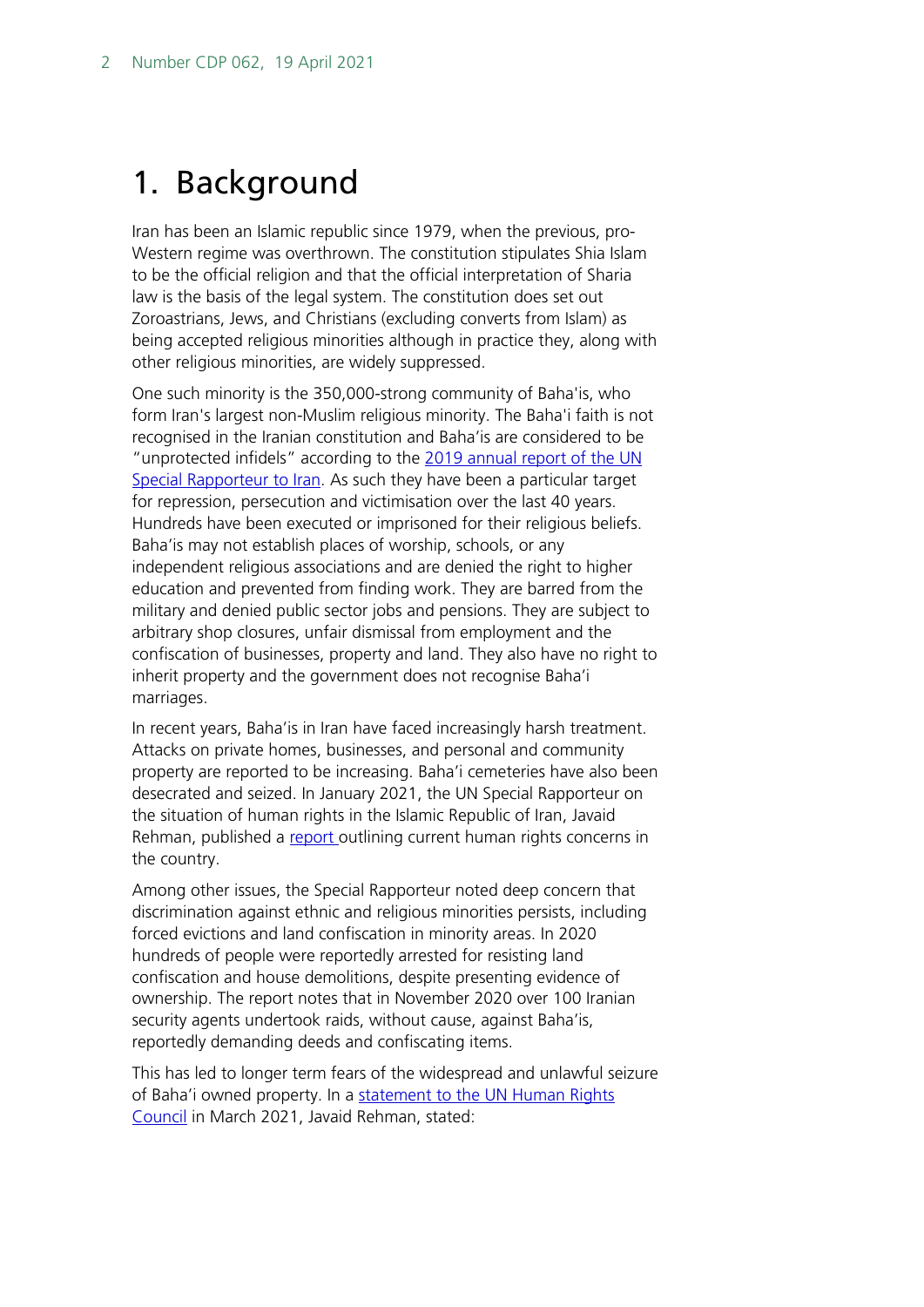# 1. Background

Iran has been an Islamic republic since 1979, when the previous, pro-Western regime was overthrown. The constitution stipulates Shia Islam to be the official religion and that the official interpretation of Sharia law is the basis of the legal system. The constitution does set out Zoroastrians, Jews, and Christians (excluding converts from Islam) as being accepted religious minorities although in practice they, along with other religious minorities, are widely suppressed.

One such minority is the 350,000-strong community of Baha'is, who form Iran's largest non-Muslim religious minority. The Baha'i faith is not recognised in the Iranian constitution and Baha'is are considered to be "unprotected infidels" according to the 2019 annual report of the UN Special Rapporteur to Iran. As such they have been a particular target for repression, persecution and victimisation over the last 40 years. Hundreds have been executed or imprisoned for their religious beliefs. Baha'is may not establish places of worship, schools, or any independent religious associations and are denied the right to higher education and prevented from finding work. They are barred from the military and denied public sector jobs and pensions. They are subject to arbitrary shop closures, unfair dismissal from employment and the confiscation of businesses, property and land. They also have no right to inherit property and the government does not recognise Baha'i marriages.

In recent years, Baha'is in Iran have faced increasingly harsh treatment. Attacks on private homes, businesses, and personal and community property are reported to be increasing. Baha'i cemeteries have also been desecrated and seized. In January 2021, the UN Special Rapporteur on the situation of human rights in the Islamic Republic of Iran, Javaid Rehman, published a report outlining current human rights concerns in the country.

Among other issues, the Special Rapporteur noted deep concern that discrimination against ethnic and religious minorities persists, including forced evictions and land confiscation in minority areas. In 2020 hundreds of people were reportedly arrested for resisting land confiscation and house demolitions, despite presenting evidence of ownership. The report notes that in November 2020 over 100 Iranian security agents undertook raids, without cause, against Baha'is, reportedly demanding deeds and confiscating items.

This has led to longer term fears of the widespread and unlawful seizure of Baha'i owned property. In a statement to the UN Human Rights Council in March 2021, Javaid Rehman, stated: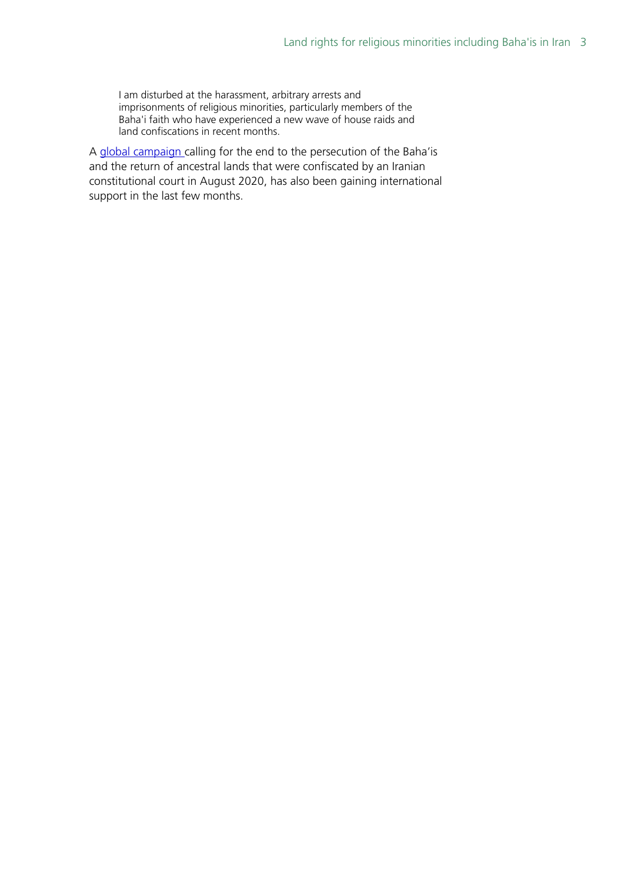> I am disturbed at the harassment, arbitrary arrests and imprisonments of religious minorities, particularly members of the Baha'i faith who have experienced a new wave of house raids and land confiscations in recent months.

A global campaign calling for the end to the persecution of the Baha'is and the return of ancestral lands that were confiscated by an Iranian constitutional court in August 2020, has also been gaining international support in the last few months.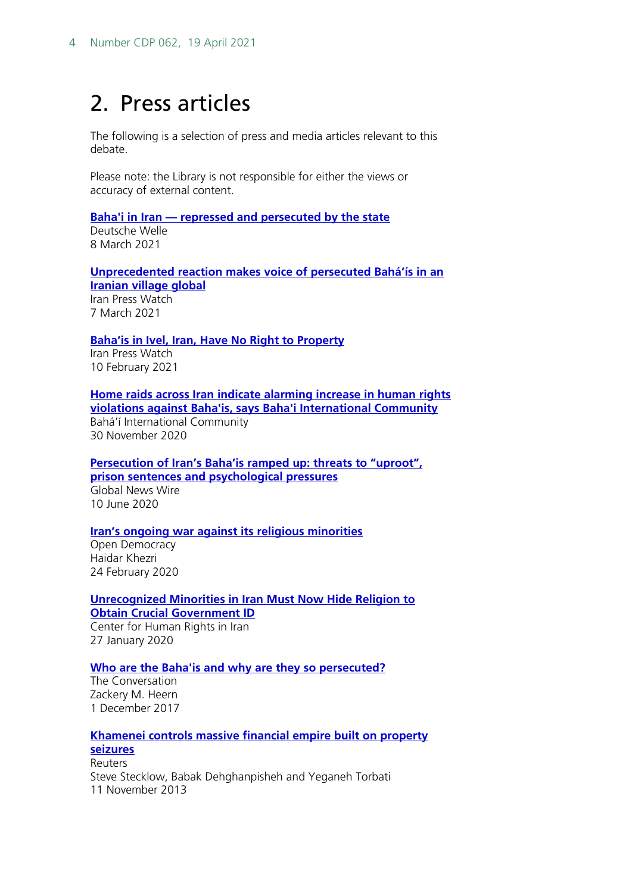# 2. Press articles

The following is a selection of press and media articles relevant to this debate.

Please note: the Library is not responsible for either the views or accuracy of external content.

**Baha'i in Iran — repressed and persecuted by the state**
Deutsche Welle
8 March 2021

**Unprecedented reaction makes voice of persecuted Bahá'ís in an Iranian village global**
Iran Press Watch
7 March 2021

**Baha'is in Ivel, Iran, Have No Right to Property**
Iran Press Watch
10 February 2021

**Home raids across Iran indicate alarming increase in human rights violations against Baha'is, says Baha'i International Community**
Bahá'í International Community
30 November 2020

**Persecution of Iran's Baha'is ramped up: threats to "uproot", prison sentences and psychological pressures**
Global News Wire
10 June 2020

**Iran's ongoing war against its religious minorities**
Open Democracy
Haidar Khezri
24 February 2020

**Unrecognized Minorities in Iran Must Now Hide Religion to Obtain Crucial Government ID**
Center for Human Rights in Iran
27 January 2020

**Who are the Baha'is and why are they so persecuted?**
The Conversation
Zackery M. Heern
1 December 2017

**Khamenei controls massive financial empire built on property seizures**
Reuters
Steve Stecklow, Babak Dehghanpisheh and Yeganeh Torbati
11 November 2013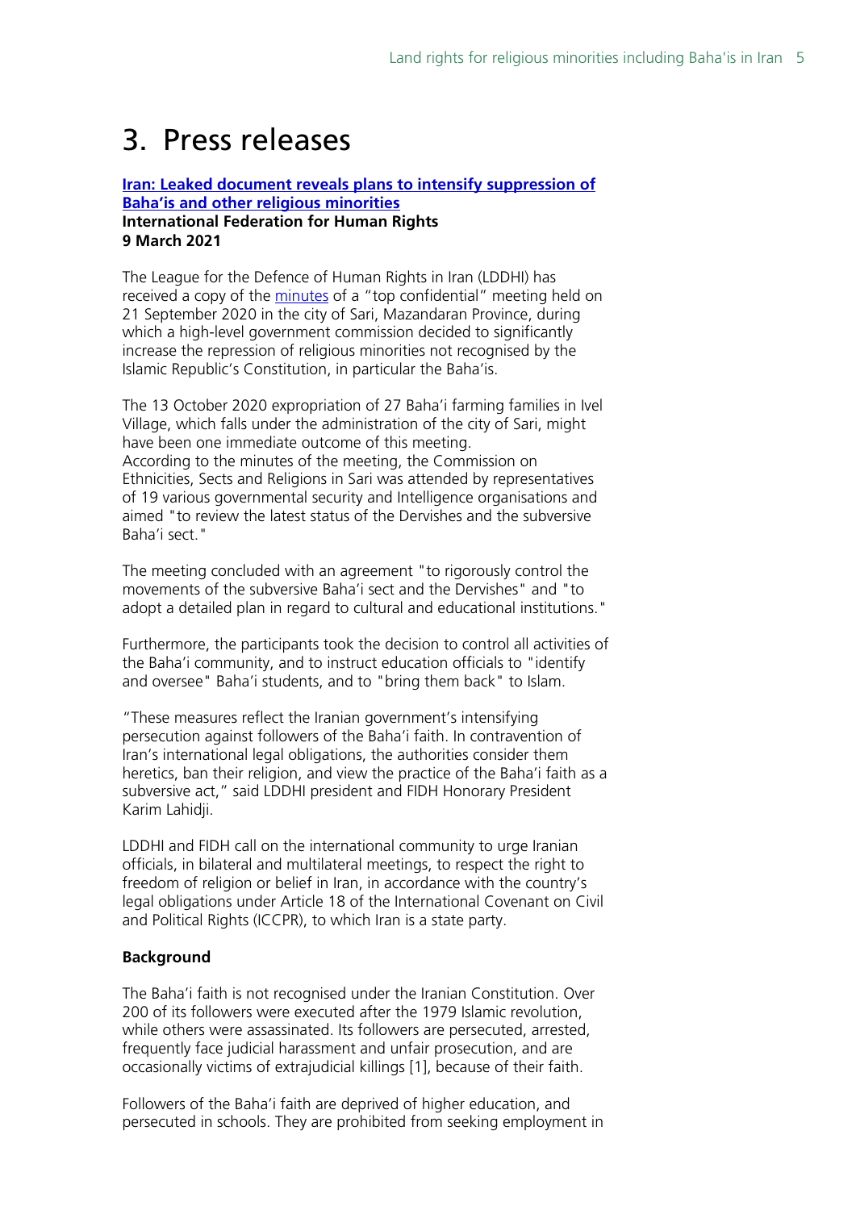# 3. Press releases

**[Iran: Leaked document reveals plans to intensify suppression of Baha'is and other religious minorities](#)**
**International Federation for Human Rights**
**9 March 2021**

The League for the Defence of Human Rights in Iran (LDDHI) has received a copy of the [minutes](#) of a "top confidential" meeting held on 21 September 2020 in the city of Sari, Mazandaran Province, during which a high-level government commission decided to significantly increase the repression of religious minorities not recognised by the Islamic Republic's Constitution, in particular the Baha'is.

The 13 October 2020 expropriation of 27 Baha'i farming families in Ivel Village, which falls under the administration of the city of Sari, might have been one immediate outcome of this meeting.
According to the minutes of the meeting, the Commission on Ethnicities, Sects and Religions in Sari was attended by representatives of 19 various governmental security and Intelligence organisations and aimed "to review the latest status of the Dervishes and the subversive Baha'i sect."

The meeting concluded with an agreement "to rigorously control the movements of the subversive Baha'i sect and the Dervishes" and "to adopt a detailed plan in regard to cultural and educational institutions."

Furthermore, the participants took the decision to control all activities of the Baha'i community, and to instruct education officials to "identify and oversee" Baha'i students, and to "bring them back" to Islam.

"These measures reflect the Iranian government's intensifying persecution against followers of the Baha'i faith. In contravention of Iran's international legal obligations, the authorities consider them heretics, ban their religion, and view the practice of the Baha'i faith as a subversive act," said LDDHI president and FIDH Honorary President Karim Lahidji.

LDDHI and FIDH call on the international community to urge Iranian officials, in bilateral and multilateral meetings, to respect the right to freedom of religion or belief in Iran, in accordance with the country's legal obligations under Article 18 of the International Covenant on Civil and Political Rights (ICCPR), to which Iran is a state party.

**Background**

The Baha'i faith is not recognised under the Iranian Constitution. Over 200 of its followers were executed after the 1979 Islamic revolution, while others were assassinated. Its followers are persecuted, arrested, frequently face judicial harassment and unfair prosecution, and are occasionally victims of extrajudicial killings [1], because of their faith.

Followers of the Baha'i faith are deprived of higher education, and persecuted in schools. They are prohibited from seeking employment in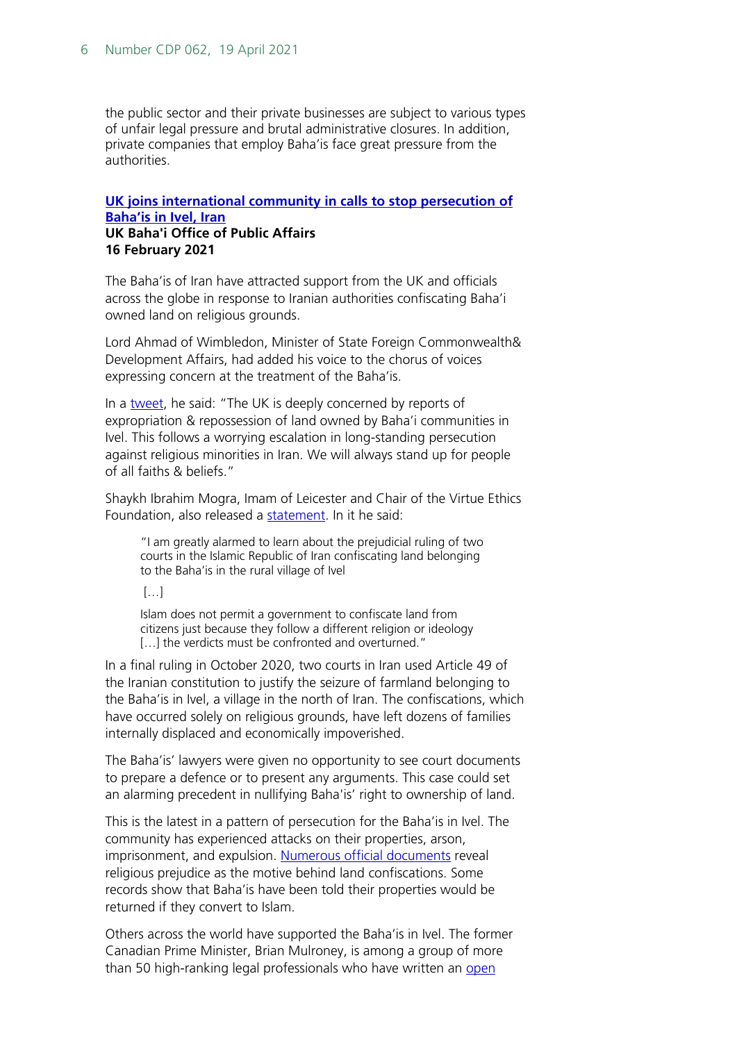the public sector and their private businesses are subject to various types of unfair legal pressure and brutal administrative closures. In addition, private companies that employ Baha'is face great pressure from the authorities.

**UK joins international community in calls to stop persecution of Baha'is in Ivel, Iran**
**UK Baha'i Office of Public Affairs**
**16 February 2021**

The Baha'is of Iran have attracted support from the UK and officials across the globe in response to Iranian authorities confiscating Baha'i owned land on religious grounds.

Lord Ahmad of Wimbledon, Minister of State Foreign Commonwealth& Development Affairs, had added his voice to the chorus of voices expressing concern at the treatment of the Baha'is.

In a tweet, he said: "The UK is deeply concerned by reports of expropriation & repossession of land owned by Baha'i communities in Ivel. This follows a worrying escalation in long-standing persecution against religious minorities in Iran. We will always stand up for people of all faiths & beliefs."

Shaykh Ibrahim Mogra, Imam of Leicester and Chair of the Virtue Ethics Foundation, also released a statement. In it he said:

> "I am greatly alarmed to learn about the prejudicial ruling of two courts in the Islamic Republic of Iran confiscating land belonging to the Baha'is in the rural village of Ivel
>
> […]
>
> Islam does not permit a government to confiscate land from citizens just because they follow a different religion or ideology […] the verdicts must be confronted and overturned."

In a final ruling in October 2020, two courts in Iran used Article 49 of the Iranian constitution to justify the seizure of farmland belonging to the Baha'is in Ivel, a village in the north of Iran. The confiscations, which have occurred solely on religious grounds, have left dozens of families internally displaced and economically impoverished.

The Baha'is' lawyers were given no opportunity to see court documents to prepare a defence or to present any arguments. This case could set an alarming precedent in nullifying Baha'is' right to ownership of land.

This is the latest in a pattern of persecution for the Baha'is in Ivel. The community has experienced attacks on their properties, arson, imprisonment, and expulsion. Numerous official documents reveal religious prejudice as the motive behind land confiscations. Some records show that Baha'is have been told their properties would be returned if they convert to Islam.

Others across the world have supported the Baha'is in Ivel. The former Canadian Prime Minister, Brian Mulroney, is among a group of more than 50 high-ranking legal professionals who have written an open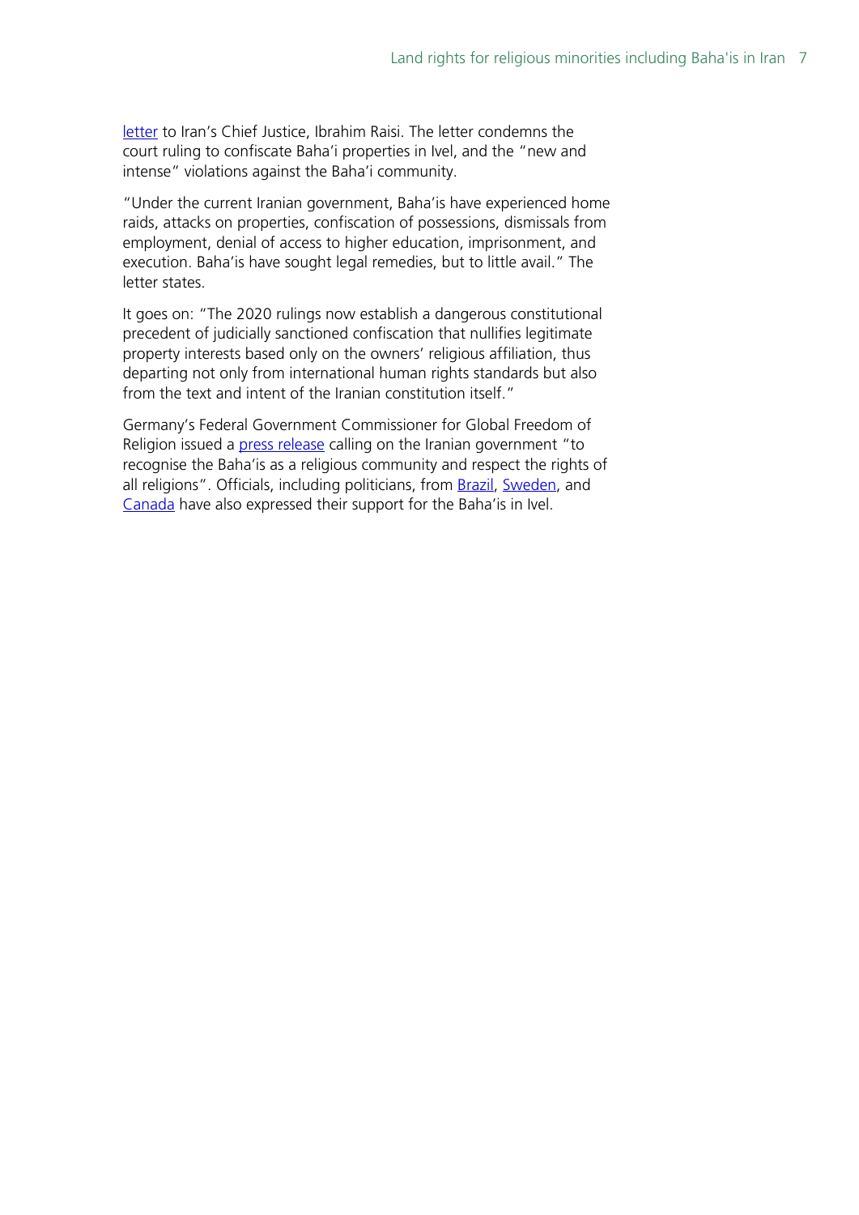letter to Iran’s Chief Justice, Ibrahim Raisi. The letter condemns the court ruling to confiscate Baha’i properties in Ivel, and the “new and intense” violations against the Baha’i community.

“Under the current Iranian government, Baha’is have experienced home raids, attacks on properties, confiscation of possessions, dismissals from employment, denial of access to higher education, imprisonment, and execution. Baha’is have sought legal remedies, but to little avail.” The letter states.

It goes on: “The 2020 rulings now establish a dangerous constitutional precedent of judicially sanctioned confiscation that nullifies legitimate property interests based only on the owners’ religious affiliation, thus departing not only from international human rights standards but also from the text and intent of the Iranian constitution itself.”

Germany’s Federal Government Commissioner for Global Freedom of Religion issued a press release calling on the Iranian government “to recognise the Baha’is as a religious community and respect the rights of all religions”. Officials, including politicians, from Brazil, Sweden, and Canada have also expressed their support for the Baha’is in Ivel.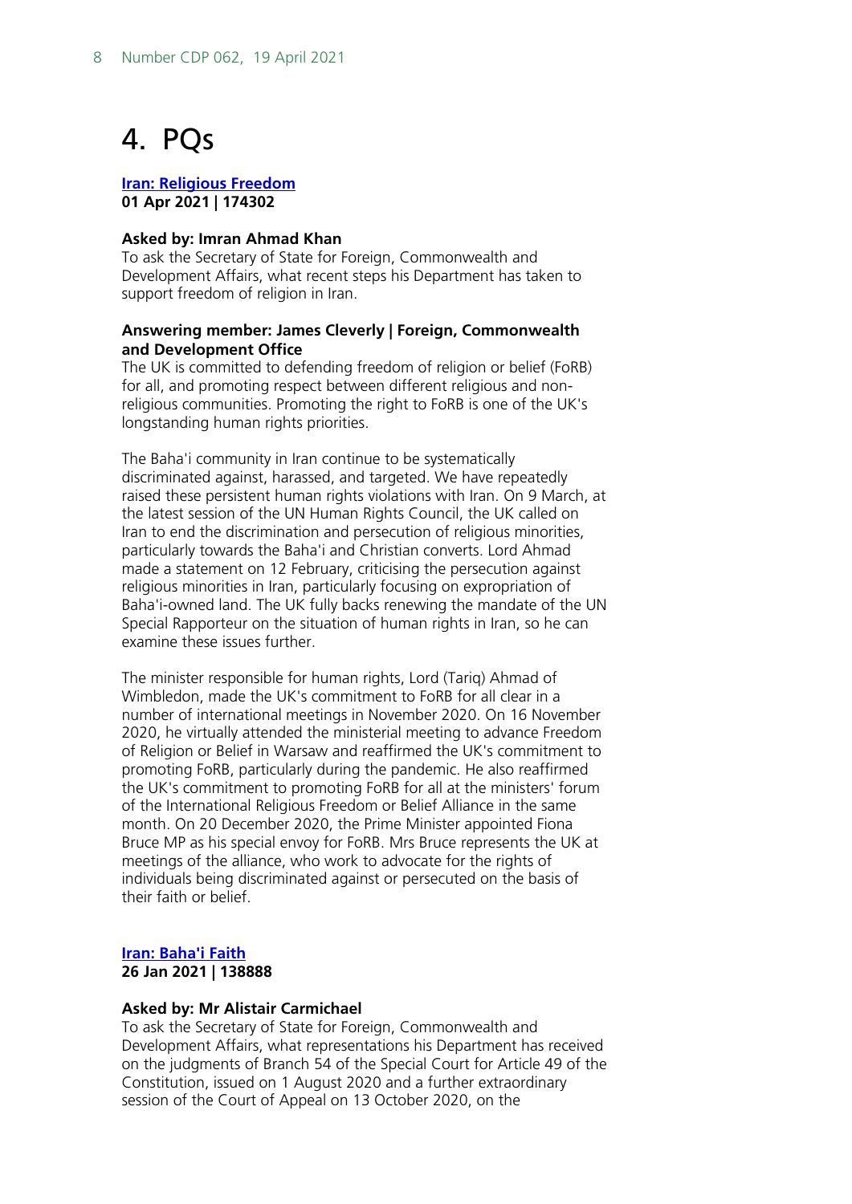# 4. PQs

**[Iran: Religious Freedom](#)**
**01 Apr 2021 | 174302**

**Asked by: Imran Ahmad Khan**
To ask the Secretary of State for Foreign, Commonwealth and Development Affairs, what recent steps his Department has taken to support freedom of religion in Iran.

**Answering member: James Cleverly | Foreign, Commonwealth and Development Office**
The UK is committed to defending freedom of religion or belief (FoRB) for all, and promoting respect between different religious and non-religious communities. Promoting the right to FoRB is one of the UK's longstanding human rights priorities.

The Baha'i community in Iran continue to be systematically discriminated against, harassed, and targeted. We have repeatedly raised these persistent human rights violations with Iran. On 9 March, at the latest session of the UN Human Rights Council, the UK called on Iran to end the discrimination and persecution of religious minorities, particularly towards the Baha'i and Christian converts. Lord Ahmad made a statement on 12 February, criticising the persecution against religious minorities in Iran, particularly focusing on expropriation of Baha'i-owned land. The UK fully backs renewing the mandate of the UN Special Rapporteur on the situation of human rights in Iran, so he can examine these issues further.

The minister responsible for human rights, Lord (Tariq) Ahmad of Wimbledon, made the UK's commitment to FoRB for all clear in a number of international meetings in November 2020. On 16 November 2020, he virtually attended the ministerial meeting to advance Freedom of Religion or Belief in Warsaw and reaffirmed the UK's commitment to promoting FoRB, particularly during the pandemic. He also reaffirmed the UK's commitment to promoting FoRB for all at the ministers' forum of the International Religious Freedom or Belief Alliance in the same month. On 20 December 2020, the Prime Minister appointed Fiona Bruce MP as his special envoy for FoRB. Mrs Bruce represents the UK at meetings of the alliance, who work to advocate for the rights of individuals being discriminated against or persecuted on the basis of their faith or belief.

**[Iran: Baha'i Faith](#)**
**26 Jan 2021 | 138888**

**Asked by: Mr Alistair Carmichael**
To ask the Secretary of State for Foreign, Commonwealth and Development Affairs, what representations his Department has received on the judgments of Branch 54 of the Special Court for Article 49 of the Constitution, issued on 1 August 2020 and a further extraordinary session of the Court of Appeal on 13 October 2020, on the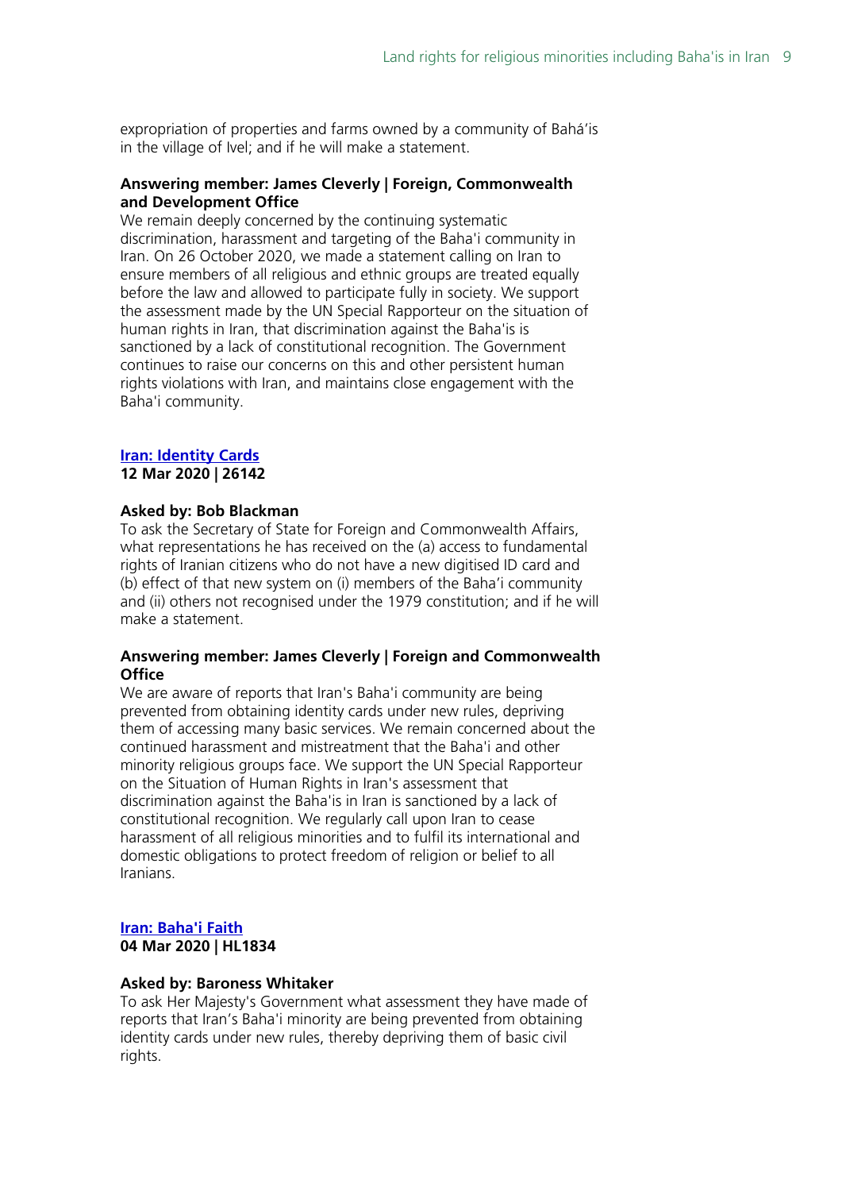expropriation of properties and farms owned by a community of Bahá'is in the village of Ivel; and if he will make a statement.

**Answering member: James Cleverly | Foreign, Commonwealth and Development Office**

We remain deeply concerned by the continuing systematic discrimination, harassment and targeting of the Baha'i community in Iran. On 26 October 2020, we made a statement calling on Iran to ensure members of all religious and ethnic groups are treated equally before the law and allowed to participate fully in society. We support the assessment made by the UN Special Rapporteur on the situation of human rights in Iran, that discrimination against the Baha'is is sanctioned by a lack of constitutional recognition. The Government continues to raise our concerns on this and other persistent human rights violations with Iran, and maintains close engagement with the Baha'i community.

**Iran: Identity Cards**
**12 Mar 2020 | 26142**

**Asked by: Bob Blackman**

To ask the Secretary of State for Foreign and Commonwealth Affairs, what representations he has received on the (a) access to fundamental rights of Iranian citizens who do not have a new digitised ID card and (b) effect of that new system on (i) members of the Baha'i community and (ii) others not recognised under the 1979 constitution; and if he will make a statement.

**Answering member: James Cleverly | Foreign and Commonwealth Office**

We are aware of reports that Iran's Baha'i community are being prevented from obtaining identity cards under new rules, depriving them of accessing many basic services. We remain concerned about the continued harassment and mistreatment that the Baha'i and other minority religious groups face. We support the UN Special Rapporteur on the Situation of Human Rights in Iran's assessment that discrimination against the Baha'is in Iran is sanctioned by a lack of constitutional recognition. We regularly call upon Iran to cease harassment of all religious minorities and to fulfil its international and domestic obligations to protect freedom of religion or belief to all Iranians.

**Iran: Baha'i Faith**
**04 Mar 2020 | HL1834**

**Asked by: Baroness Whitaker**

To ask Her Majesty's Government what assessment they have made of reports that Iran's Baha'i minority are being prevented from obtaining identity cards under new rules, thereby depriving them of basic civil rights.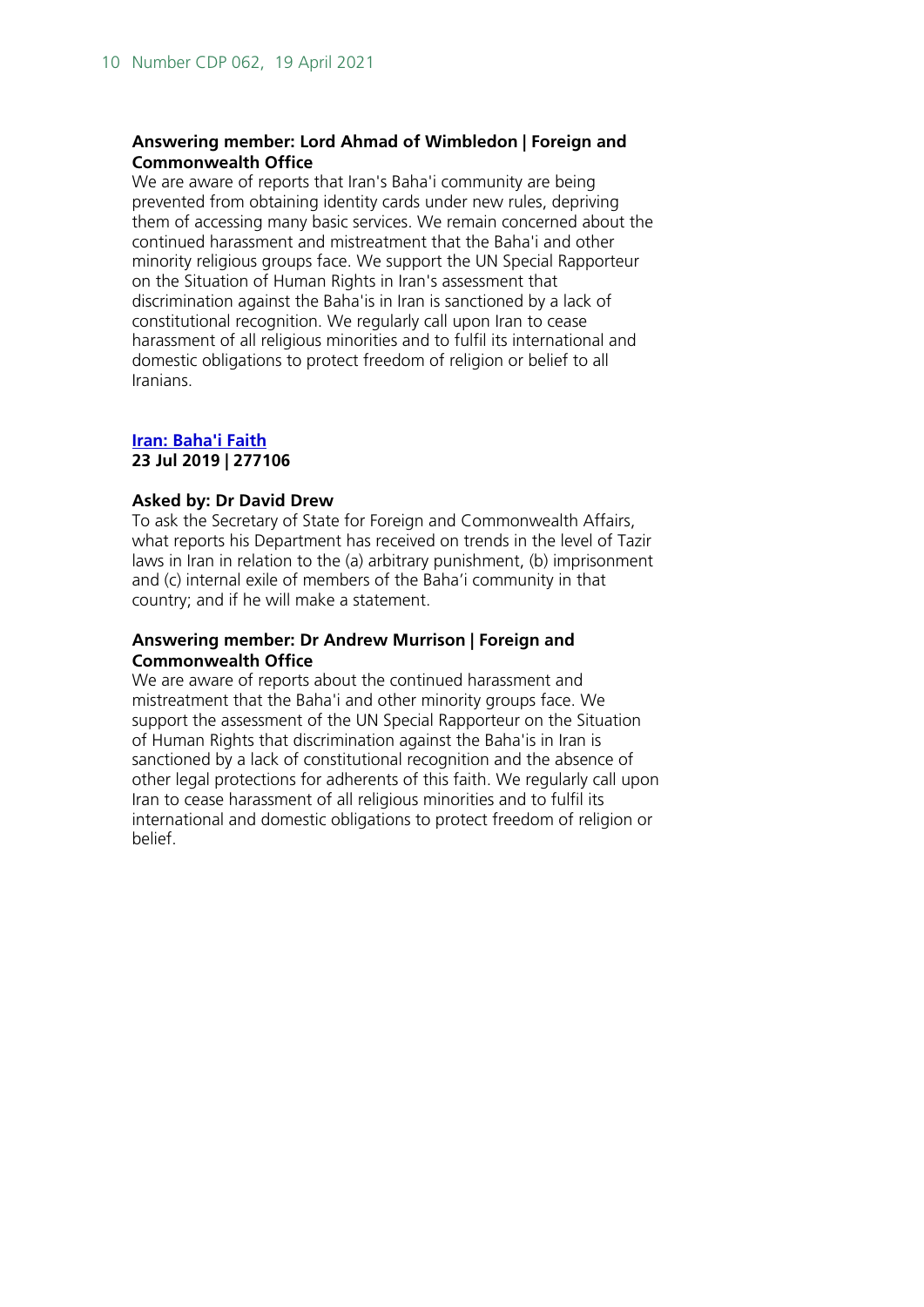**Answering member: Lord Ahmad of Wimbledon | Foreign and Commonwealth Office**

We are aware of reports that Iran's Baha'i community are being prevented from obtaining identity cards under new rules, depriving them of accessing many basic services. We remain concerned about the continued harassment and mistreatment that the Baha'i and other minority religious groups face. We support the UN Special Rapporteur on the Situation of Human Rights in Iran's assessment that discrimination against the Baha'is in Iran is sanctioned by a lack of constitutional recognition. We regularly call upon Iran to cease harassment of all religious minorities and to fulfil its international and domestic obligations to protect freedom of religion or belief to all Iranians.

**Iran: Baha'i Faith**
**23 Jul 2019 | 277106**

**Asked by: Dr David Drew**

To ask the Secretary of State for Foreign and Commonwealth Affairs, what reports his Department has received on trends in the level of Tazir laws in Iran in relation to the (a) arbitrary punishment, (b) imprisonment and (c) internal exile of members of the Baha'i community in that country; and if he will make a statement.

**Answering member: Dr Andrew Murrison | Foreign and Commonwealth Office**

We are aware of reports about the continued harassment and mistreatment that the Baha'i and other minority groups face. We support the assessment of the UN Special Rapporteur on the Situation of Human Rights that discrimination against the Baha'is in Iran is sanctioned by a lack of constitutional recognition and the absence of other legal protections for adherents of this faith. We regularly call upon Iran to cease harassment of all religious minorities and to fulfil its international and domestic obligations to protect freedom of religion or belief.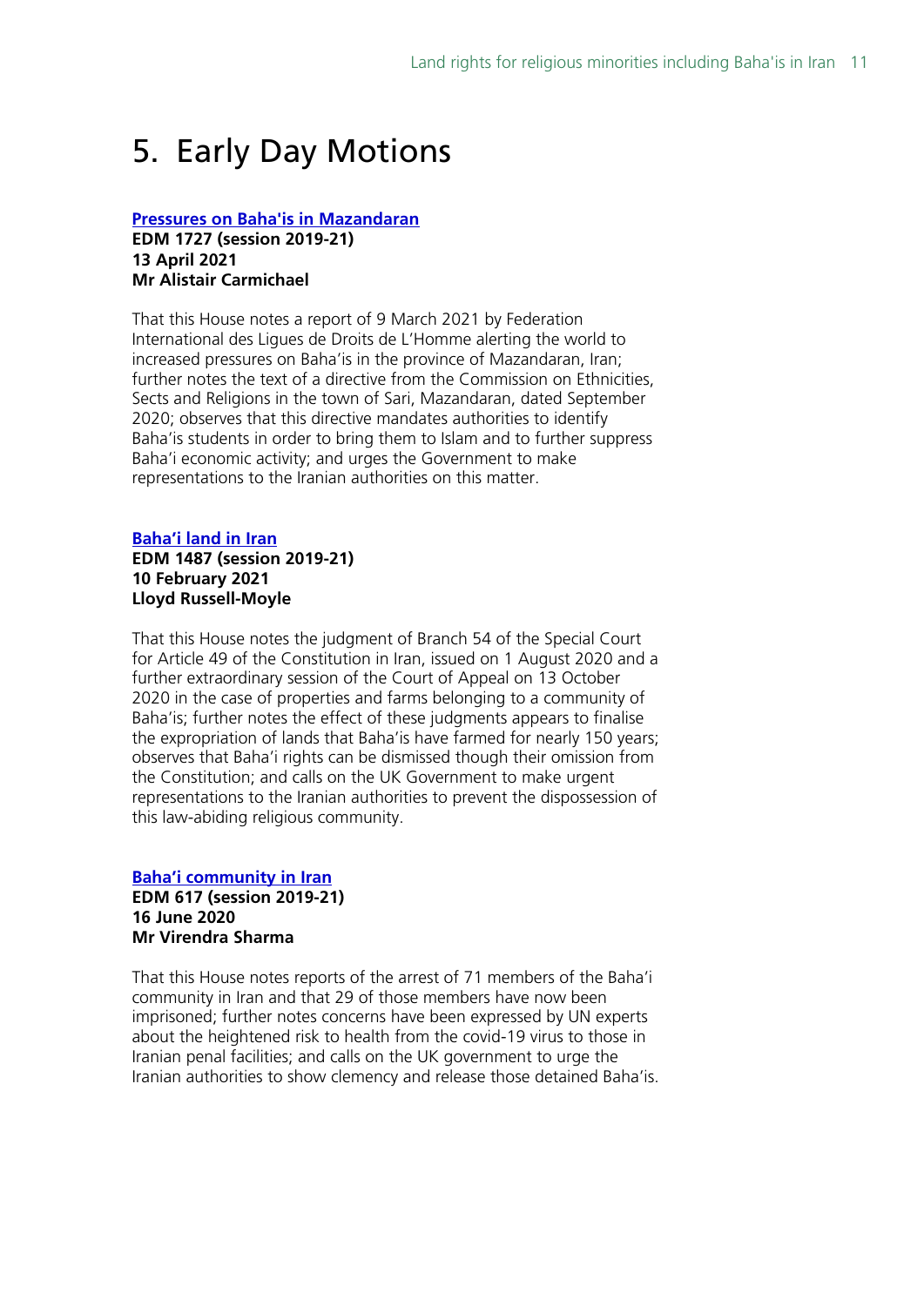# 5. Early Day Motions

**Pressures on Baha'is in Mazandaran**
**EDM 1727 (session 2019-21)**
**13 April 2021**
**Mr Alistair Carmichael**

That this House notes a report of 9 March 2021 by Federation International des Ligues de Droits de L'Homme alerting the world to increased pressures on Baha'is in the province of Mazandaran, Iran; further notes the text of a directive from the Commission on Ethnicities, Sects and Religions in the town of Sari, Mazandaran, dated September 2020; observes that this directive mandates authorities to identify Baha'is students in order to bring them to Islam and to further suppress Baha'i economic activity; and urges the Government to make representations to the Iranian authorities on this matter.

**Baha'i land in Iran**
**EDM 1487 (session 2019-21)**
**10 February 2021**
**Lloyd Russell-Moyle**

That this House notes the judgment of Branch 54 of the Special Court for Article 49 of the Constitution in Iran, issued on 1 August 2020 and a further extraordinary session of the Court of Appeal on 13 October 2020 in the case of properties and farms belonging to a community of Baha'is; further notes the effect of these judgments appears to finalise the expropriation of lands that Baha'is have farmed for nearly 150 years; observes that Baha'i rights can be dismissed though their omission from the Constitution; and calls on the UK Government to make urgent representations to the Iranian authorities to prevent the dispossession of this law-abiding religious community.

**Baha'i community in Iran**
**EDM 617 (session 2019-21)**
**16 June 2020**
**Mr Virendra Sharma**

That this House notes reports of the arrest of 71 members of the Baha'i community in Iran and that 29 of those members have now been imprisoned; further notes concerns have been expressed by UN experts about the heightened risk to health from the covid-19 virus to those in Iranian penal facilities; and calls on the UK government to urge the Iranian authorities to show clemency and release those detained Baha'is.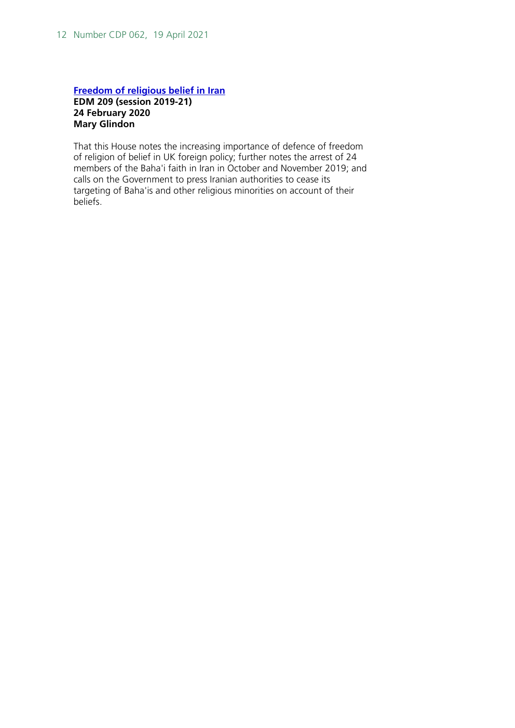**Freedom of religious belief in Iran**
**EDM 209 (session 2019-21)**
**24 February 2020**
**Mary Glindon**

That this House notes the increasing importance of defence of freedom of religion of belief in UK foreign policy; further notes the arrest of 24 members of the Baha'i faith in Iran in October and November 2019; and calls on the Government to press Iranian authorities to cease its targeting of Baha'is and other religious minorities on account of their beliefs.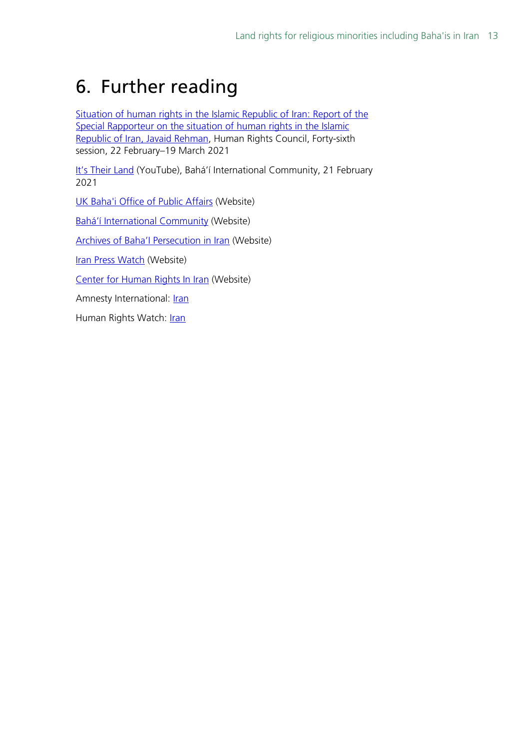# 6. Further reading

Situation of human rights in the Islamic Republic of Iran: Report of the Special Rapporteur on the situation of human rights in the Islamic Republic of Iran, Javaid Rehman, Human Rights Council, Forty-sixth session, 22 February–19 March 2021

It's Their Land (YouTube), Bahá'í International Community, 21 February 2021

UK Baha'i Office of Public Affairs (Website)

Bahá'í International Community (Website)

Archives of Baha'I Persecution in Iran (Website)

Iran Press Watch (Website)

Center for Human Rights In Iran (Website)

Amnesty International: Iran

Human Rights Watch: Iran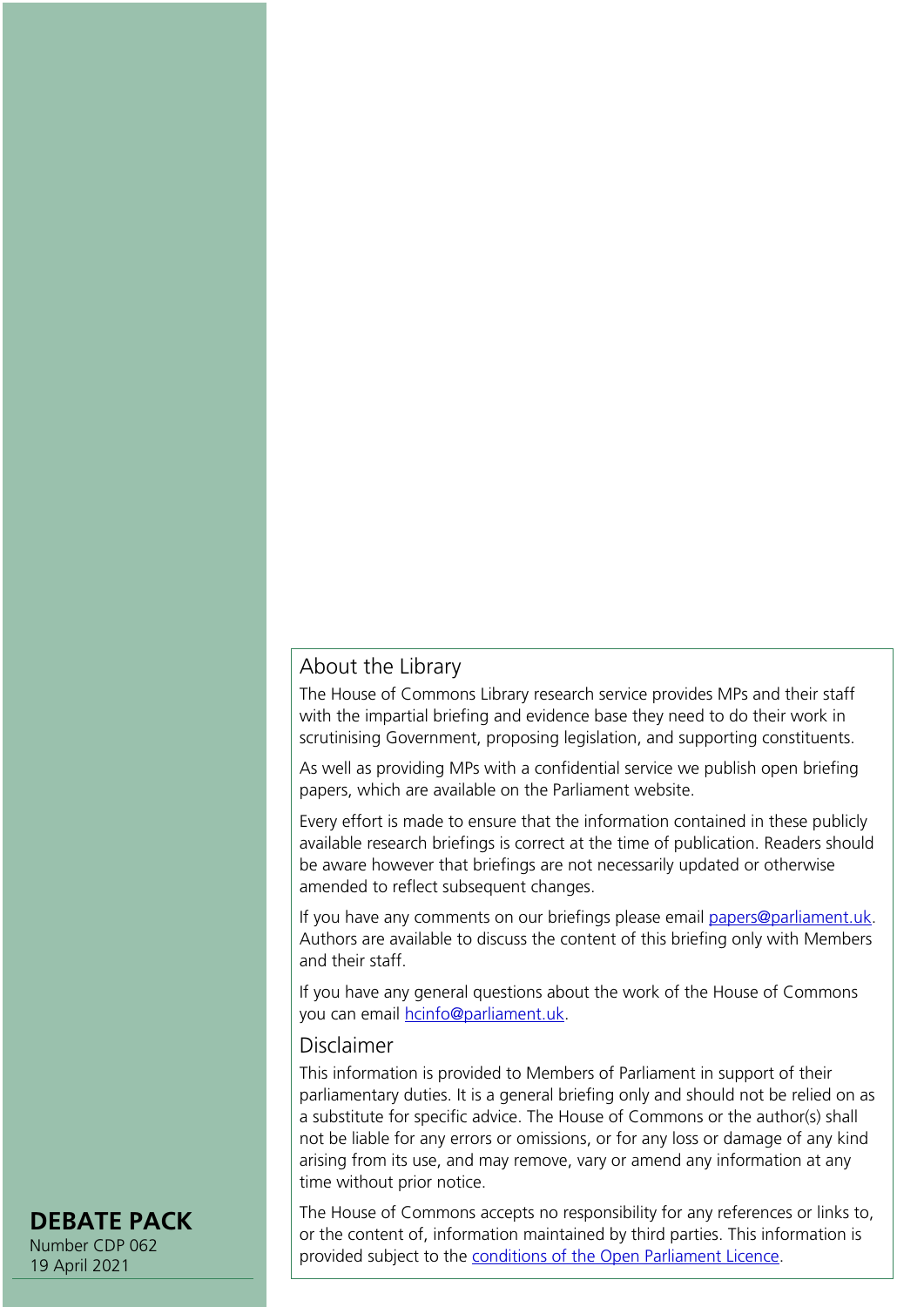## About the Library

The House of Commons Library research service provides MPs and their staff with the impartial briefing and evidence base they need to do their work in scrutinising Government, proposing legislation, and supporting constituents.

As well as providing MPs with a confidential service we publish open briefing papers, which are available on the Parliament website.

Every effort is made to ensure that the information contained in these publicly available research briefings is correct at the time of publication. Readers should be aware however that briefings are not necessarily updated or otherwise amended to reflect subsequent changes.

If you have any comments on our briefings please email papers@parliament.uk. Authors are available to discuss the content of this briefing only with Members and their staff.

If you have any general questions about the work of the House of Commons you can email hcinfo@parliament.uk.

## Disclaimer

This information is provided to Members of Parliament in support of their parliamentary duties. It is a general briefing only and should not be relied on as a substitute for specific advice. The House of Commons or the author(s) shall not be liable for any errors or omissions, or for any loss or damage of any kind arising from its use, and may remove, vary or amend any information at any time without prior notice.

The House of Commons accepts no responsibility for any references or links to, or the content of, information maintained by third parties. This information is provided subject to the conditions of the Open Parliament Licence.

**DEBATE PACK**
Number CDP 062
19 April 2021